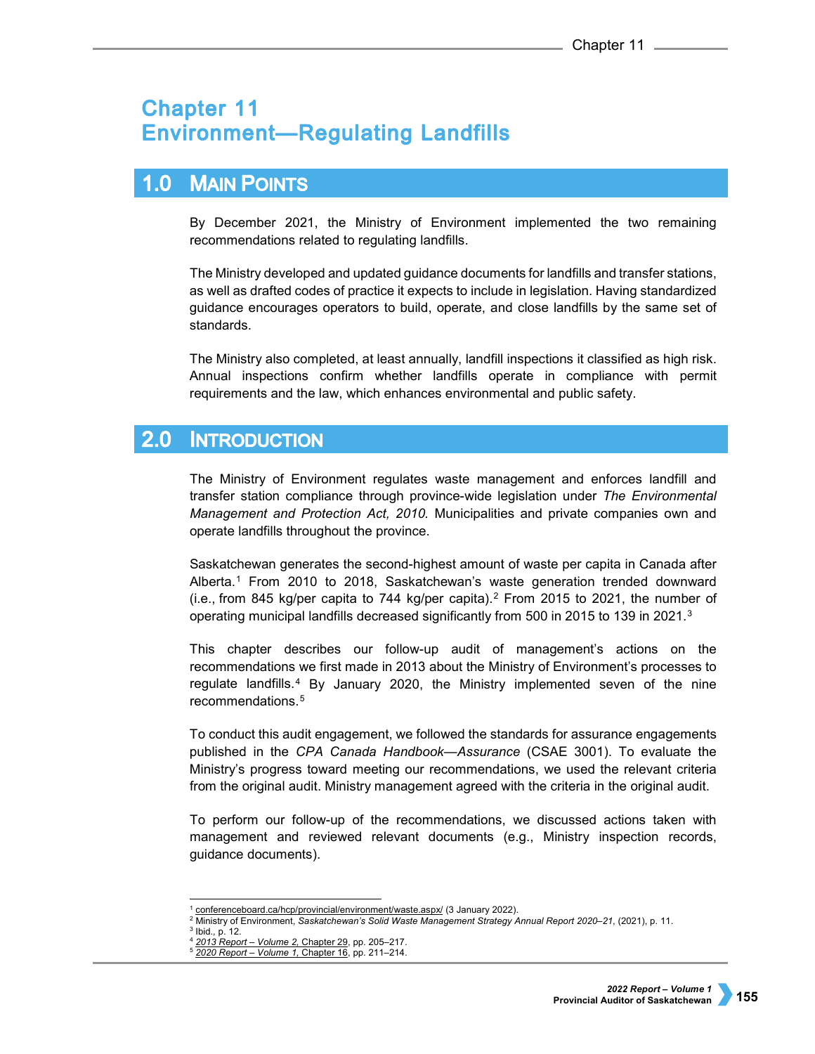# Chapter 11
# Environment—Regulating Landfills

## 1.0 Main Points

By December 2021, the Ministry of Environment implemented the two remaining recommendations related to regulating landfills.

The Ministry developed and updated guidance documents for landfills and transfer stations, as well as drafted codes of practice it expects to include in legislation. Having standardized guidance encourages operators to build, operate, and close landfills by the same set of standards.

The Ministry also completed, at least annually, landfill inspections it classified as high risk. Annual inspections confirm whether landfills operate in compliance with permit requirements and the law, which enhances environmental and public safety.

## 2.0 Introduction

The Ministry of Environment regulates waste management and enforces landfill and transfer station compliance through province-wide legislation under *The Environmental Management and Protection Act, 2010*. Municipalities and private companies own and operate landfills throughout the province.

Saskatchewan generates the second-highest amount of waste per capita in Canada after Alberta.[1] From 2010 to 2018, Saskatchewan's waste generation trended downward (i.e., from 845 kg/per capita to 744 kg/per capita).[2] From 2015 to 2021, the number of operating municipal landfills decreased significantly from 500 in 2015 to 139 in 2021.[3]

This chapter describes our follow-up audit of management's actions on the recommendations we first made in 2013 about the Ministry of Environment's processes to regulate landfills.[4] By January 2020, the Ministry implemented seven of the nine recommendations.[5]

To conduct this audit engagement, we followed the standards for assurance engagements published in the *CPA Canada Handbook—Assurance* (CSAE 3001). To evaluate the Ministry's progress toward meeting our recommendations, we used the relevant criteria from the original audit. Ministry management agreed with the criteria in the original audit.

To perform our follow-up of the recommendations, we discussed actions taken with management and reviewed relevant documents (e.g., Ministry inspection records, guidance documents).

---

[1] conferenceboard.ca/hcp/provincial/environment/waste.aspx/ (3 January 2022).
[2] Ministry of Environment, *Saskatchewan's Solid Waste Management Strategy Annual Report 2020–21*, (2021), p. 11.
[3] Ibid., p. 12.
[4] *2013 Report – Volume 2*, Chapter 29, pp. 205–217.
[5] *2020 Report – Volume 1*, Chapter 16, pp. 211–214.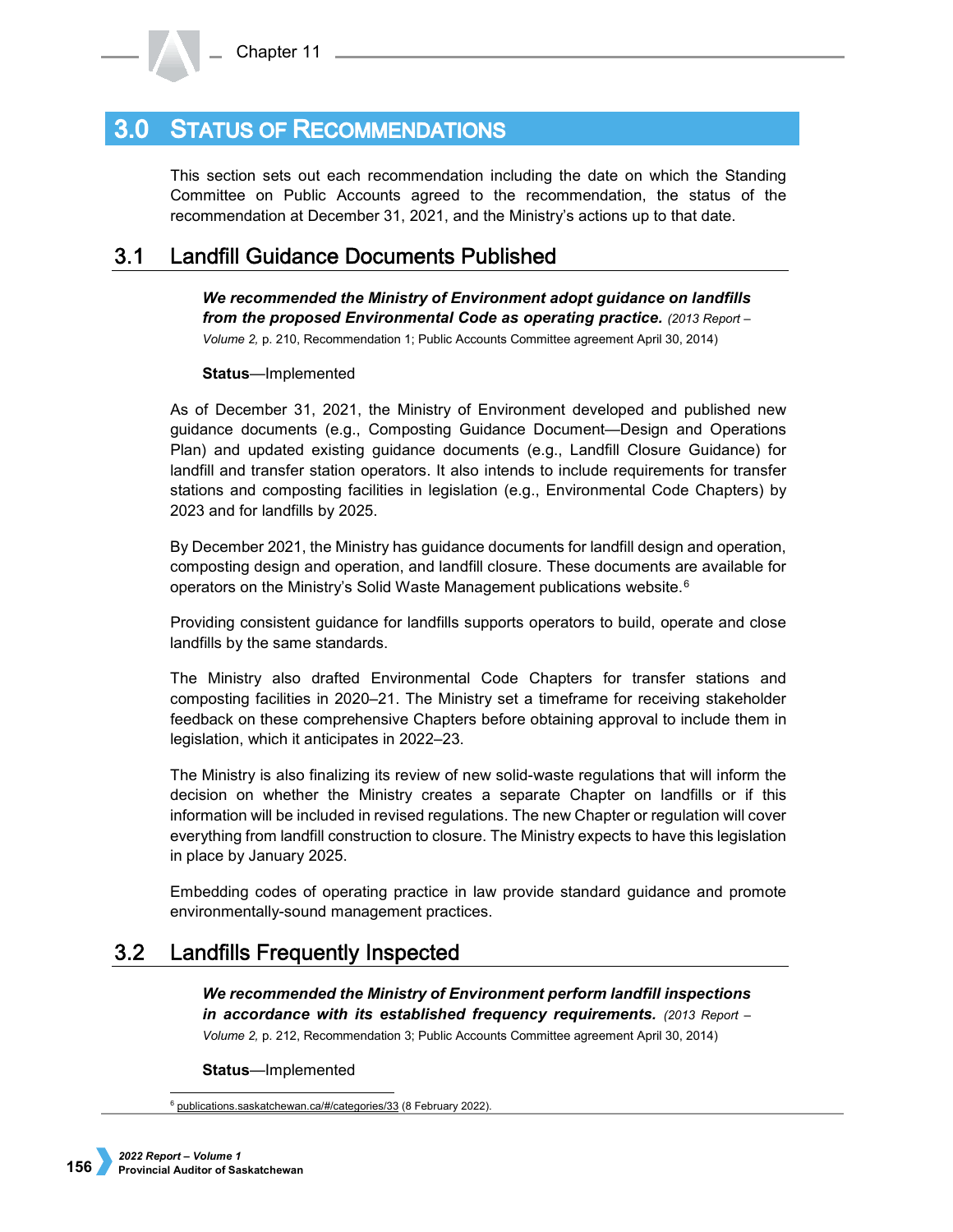## 3.0 Status of Recommendations

This section sets out each recommendation including the date on which the Standing Committee on Public Accounts agreed to the recommendation, the status of the recommendation at December 31, 2021, and the Ministry's actions up to that date.

### 3.1 Landfill Guidance Documents Published

***We recommended the Ministry of Environment adopt guidance on landfills from the proposed Environmental Code as operating practice.*** *(2013 Report – Volume 2,* p. 210, Recommendation 1; Public Accounts Committee agreement April 30, 2014)

**Status**—Implemented

As of December 31, 2021, the Ministry of Environment developed and published new guidance documents (e.g., Composting Guidance Document—Design and Operations Plan) and updated existing guidance documents (e.g., Landfill Closure Guidance) for landfill and transfer station operators. It also intends to include requirements for transfer stations and composting facilities in legislation (e.g., Environmental Code Chapters) by 2023 and for landfills by 2025.

By December 2021, the Ministry has guidance documents for landfill design and operation, composting design and operation, and landfill closure. These documents are available for operators on the Ministry's Solid Waste Management publications website.[6]

Providing consistent guidance for landfills supports operators to build, operate and close landfills by the same standards.

The Ministry also drafted Environmental Code Chapters for transfer stations and composting facilities in 2020–21. The Ministry set a timeframe for receiving stakeholder feedback on these comprehensive Chapters before obtaining approval to include them in legislation, which it anticipates in 2022–23.

The Ministry is also finalizing its review of new solid-waste regulations that will inform the decision on whether the Ministry creates a separate Chapter on landfills or if this information will be included in revised regulations. The new Chapter or regulation will cover everything from landfill construction to closure. The Ministry expects to have this legislation in place by January 2025.

Embedding codes of operating practice in law provide standard guidance and promote environmentally-sound management practices.

### 3.2 Landfills Frequently Inspected

***We recommended the Ministry of Environment perform landfill inspections in accordance with its established frequency requirements.*** *(2013 Report – Volume 2,* p. 212, Recommendation 3; Public Accounts Committee agreement April 30, 2014)

**Status**—Implemented

[6] publications.saskatchewan.ca/#/categories/33 (8 February 2022).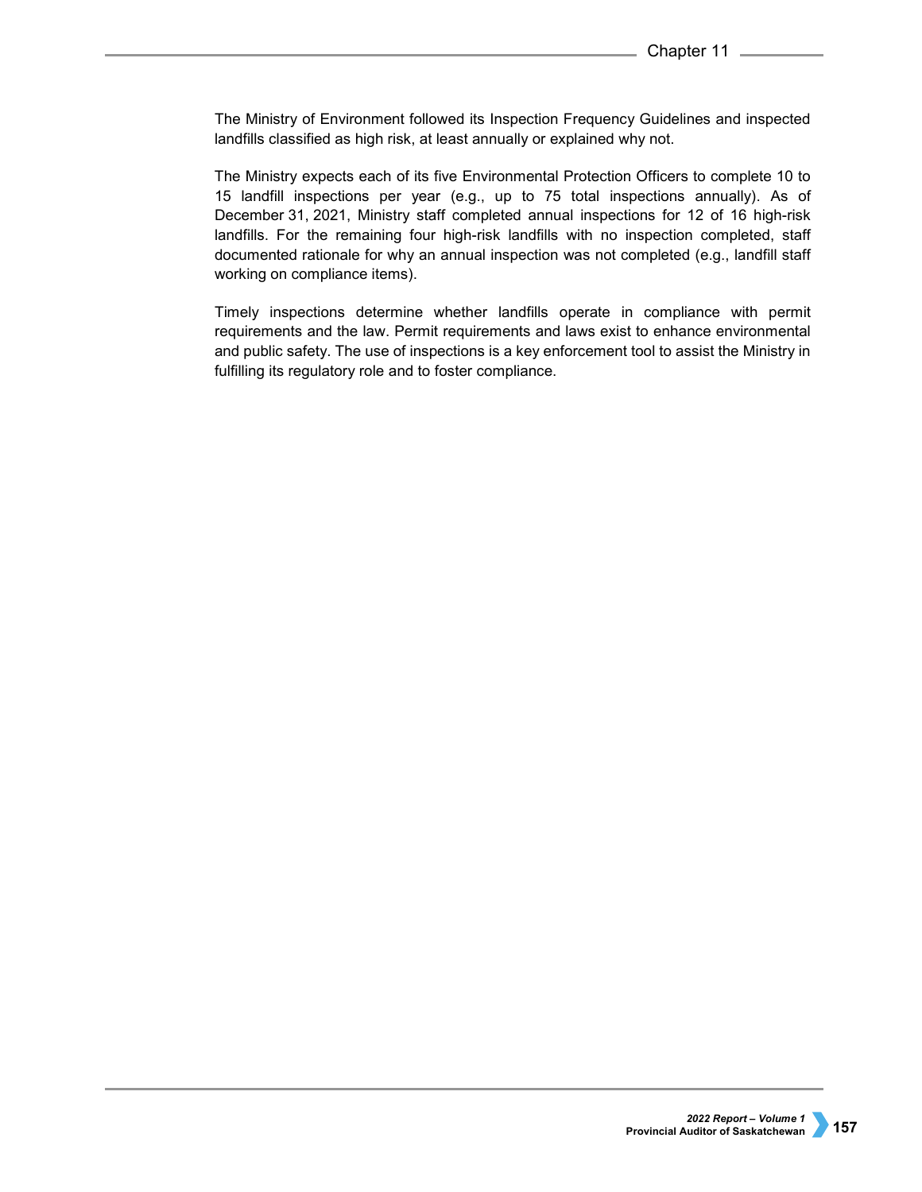The Ministry of Environment followed its Inspection Frequency Guidelines and inspected landfills classified as high risk, at least annually or explained why not.

The Ministry expects each of its five Environmental Protection Officers to complete 10 to 15 landfill inspections per year (e.g., up to 75 total inspections annually). As of December 31, 2021, Ministry staff completed annual inspections for 12 of 16 high-risk landfills. For the remaining four high-risk landfills with no inspection completed, staff documented rationale for why an annual inspection was not completed (e.g., landfill staff working on compliance items).

Timely inspections determine whether landfills operate in compliance with permit requirements and the law. Permit requirements and laws exist to enhance environmental and public safety. The use of inspections is a key enforcement tool to assist the Ministry in fulfilling its regulatory role and to foster compliance.